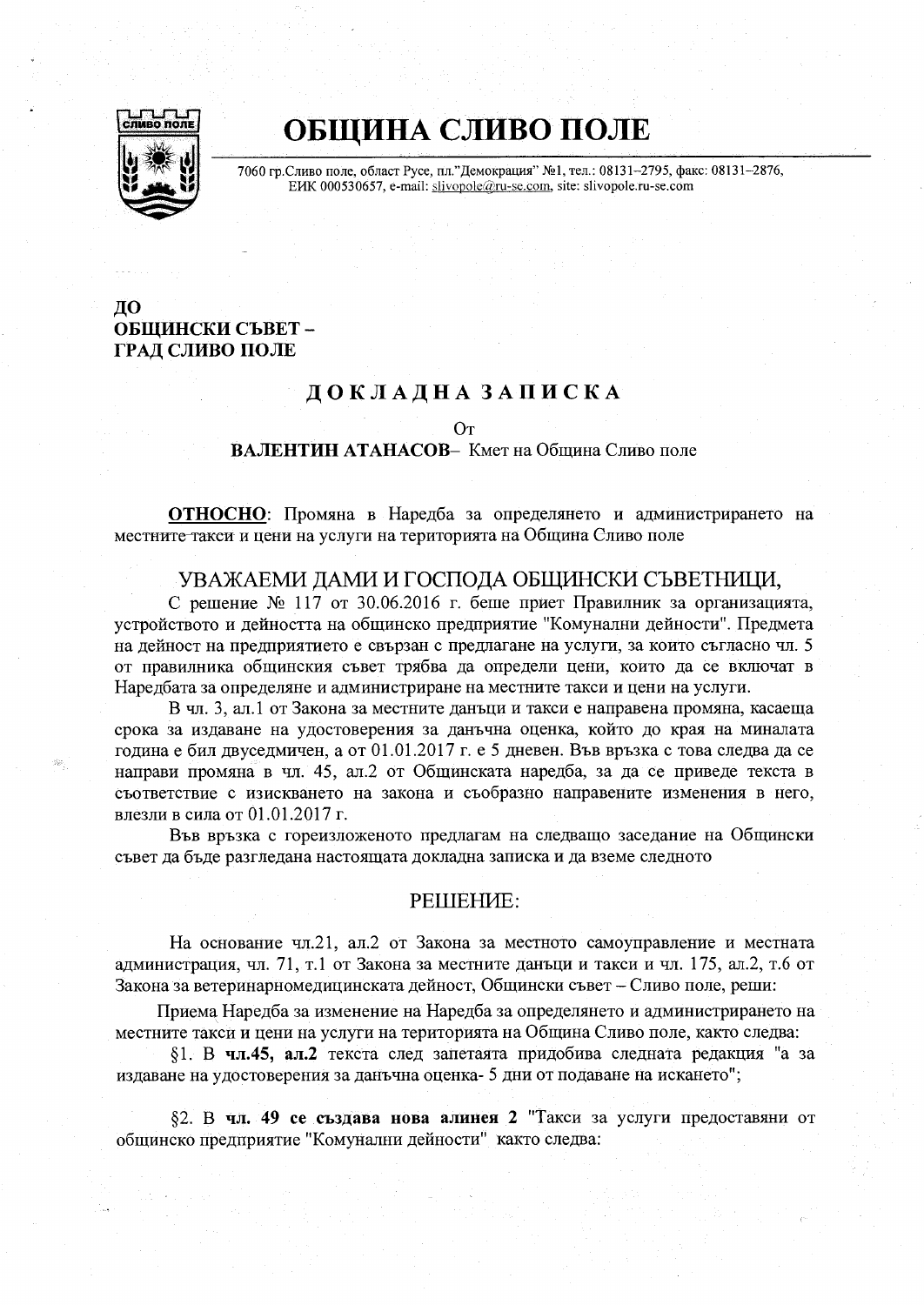# ОБЩИНА СЛИВО ПОЛЕ

7060 гр.Сливо поле, област Русе, пл."Демокрация" №1, тел.: 08131–2795, факс: 08131–2876, ЕИК 000530657, e-mail: slivopole@ru-se.com, site: slivopole.ru-se.com

**ДО**
**ОБЩИНСКИ СЪВЕТ –**
**ГРАД СЛИВО ПОЛЕ**

## ДОКЛАДНА ЗАПИСКА

От

**ВАЛЕНТИН АТАНАСОВ**– Кмет на Община Сливо поле

**ОТНОСНО**: Промяна в Наредба за определянето и администрирането на местните такси и цени на услуги на територията на Община Сливо поле

УВАЖАЕМИ ДАМИ И ГОСПОДА ОБЩИНСКИ СЪВЕТНИЦИ,

С решение № 117 от 30.06.2016 г. беше приет Правилник за организацията, устройството и дейността на общинско предприятие "Комунални дейности". Предмета на дейност на предприятието е свързан с предлагане на услуги, за които съгласно чл. 5 от правилника общинския съвет трябва да определи цени, които да се включат в Наредбата за определяне и администриране на местните такси и цени на услуги.

В чл. 3, ал.1 от Закона за местните данъци и такси е направена промяна, касаеща срока за издаване на удостоверения за данъчна оценка, който до края на миналата година е бил двуседмичен, а от 01.01.2017 г. е 5 дневен. Във връзка с това следва да се направи промяна в чл. 45, ал.2 от Общинската наредба, за да се приведе текста в съответствие с изискването на закона и съобразно направените изменения в него, влезли в сила от 01.01.2017 г.

Във връзка с гореизложеното предлагам на следващо заседание на Общински съвет да бъде разгледана настоящата докладна записка и да вземе следното

РЕШЕНИЕ:

На основание чл.21, ал.2 от Закона за местното самоуправление и местната администрация, чл. 71, т.1 от Закона за местните данъци и такси и чл. 175, ал.2, т.6 от Закона за ветеринарномедицинската дейност, Общински съвет – Сливо поле, реши:

Приема Наредба за изменение на Наредба за определянето и администрирането на местните такси и цени на услуги на територията на Община Сливо поле, както следва:

§1. В **чл.45, ал.2** текста след запетаята придобива следната редакция "а за издаване на удостоверения за данъчна оценка- 5 дни от подаване на искането";

§2. В **чл. 49 се създава нова алинея 2** "Такси за услуги предоставяни от общинско предприятие "Комунални дейности" както следва: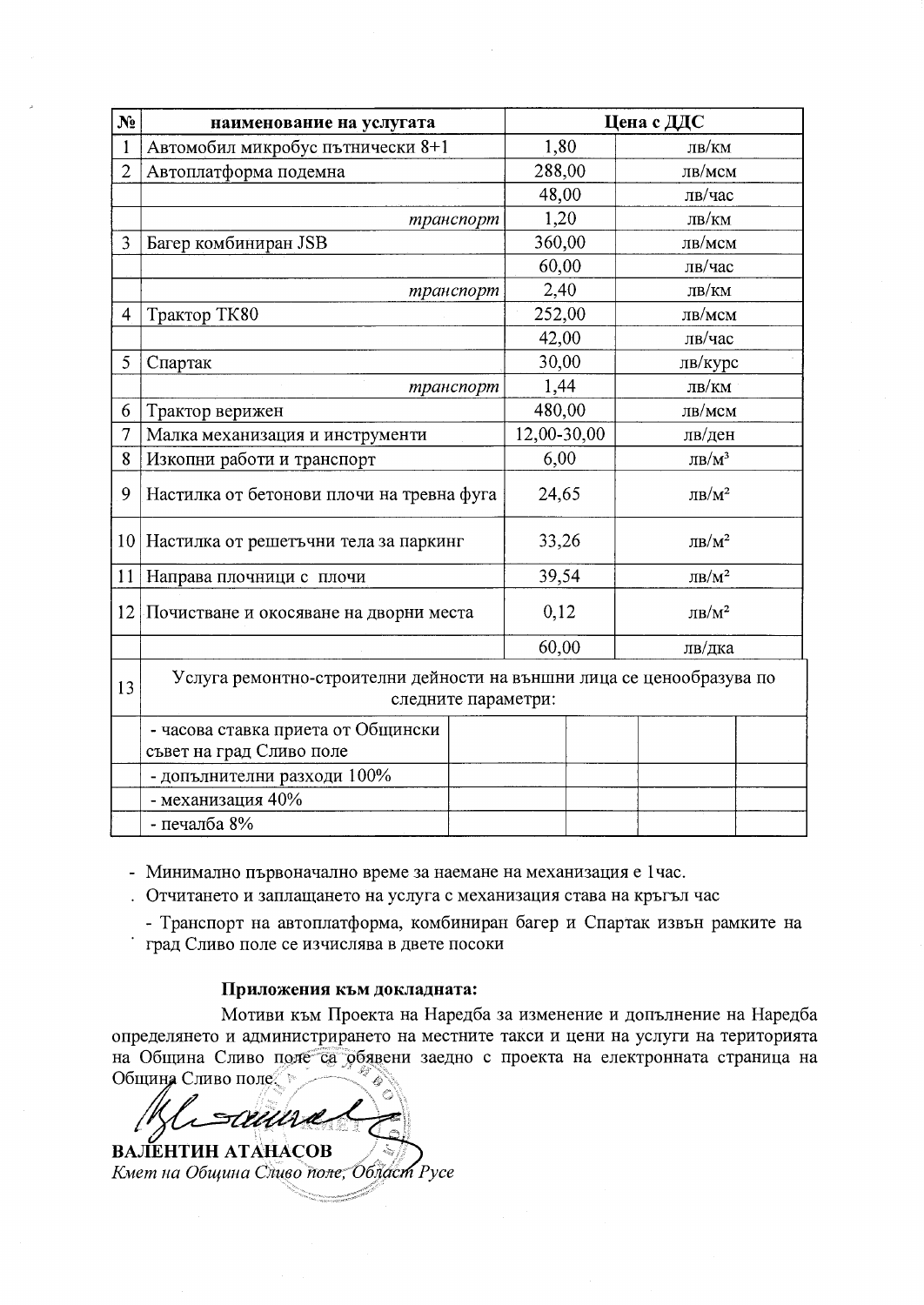| № | наименование на услугата | Цена с ДДС | |
|---|---|---|---|
| 1 | Автомобил микробус пътнически 8+1 | 1,80 | лв/км |
| 2 | Автоплатформа подемна | 288,00 | лв/мсм |
| | | 48,00 | лв/час |
| | *транспорт* | 1,20 | лв/км |
| 3 | Багер комбиниран JSB | 360,00 | лв/мсм |
| | | 60,00 | лв/час |
| | *транспорт* | 2,40 | лв/км |
| 4 | Трактор ТК80 | 252,00 | лв/мсм |
| | | 42,00 | лв/час |
| 5 | Спартак | 30,00 | лв/курс |
| | *транспорт* | 1,44 | лв/км |
| 6 | Трактор верижен | 480,00 | лв/мсм |
| 7 | Малка механизация и инструменти | 12,00-30,00 | лв/ден |
| 8 | Изкопни работи и транспорт | 6,00 | лв/м³ |
| 9 | Настилка от бетонови плочи на тревна фуга | 24,65 | лв/м² |
| 10 | Настилка от решетъчни тела за паркинг | 33,26 | лв/м² |
| 11 | Направа плочници с плочи | 39,54 | лв/м² |
| 12 | Почистване и окосяване на дворни места | 0,12 | лв/м² |
| | | 60,00 | лв/дка |
| 13 | Услуга ремонтно-строителни дейности на външни лица се ценообразува по следните параметри: | | |
| | - часова ставка приета от Общински съвет на град Сливо поле | | |
| | - допълнителни разходи 100% | | |
| | - механизация 40% | | |
| | - печалба 8% | | |

- Минимално първоначално време за наемане на механизация е 1час.
- Отчитането и заплащането на услуга с механизация става на кръгъл час
- Транспорт на автоплатформа, комбиниран багер и Спартак извън рамките на град Сливо поле се изчислява в двете посоки

**Приложения към докладната:**

Мотиви към Проекта на Наредба за изменение и допълнение на Наредба определянето и администрирането на местните такси и цени на услуги на територията на Община Сливо поле са обявени заедно с проекта на електронната страница на Община Сливо поле.

**ВАЛЕНТИН АТАНАСОВ**
*Кмет на Община Сливо поле, Област Русе*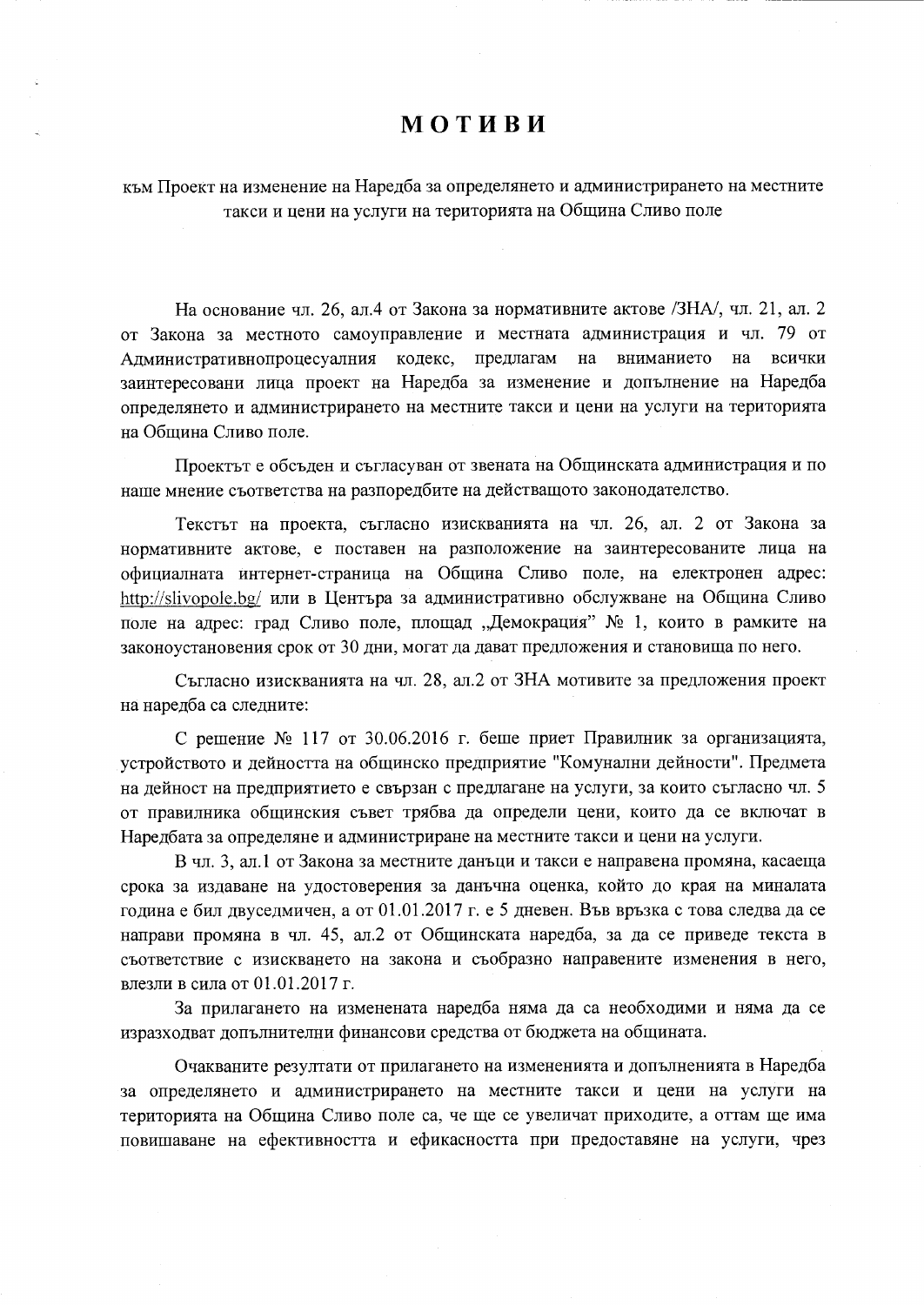# МОТИВИ

към Проект на изменение на Наредба за определянето и администрирането на местните такси и цени на услуги на територията на Община Сливо поле

На основание чл. 26, ал.4 от Закона за нормативните актове /ЗНА/, чл. 21, ал. 2 от Закона за местното самоуправление и местната администрация и чл. 79 от Административнопроцесуалния кодекс, предлагам на вниманието на всички заинтересовани лица проект на Наредба за изменение и допълнение на Наредба определянето и администрирането на местните такси и цени на услуги на територията на Община Сливо поле.

Проектът е обсъден и съгласуван от звената на Общинската администрация и по наше мнение съответства на разпоредбите на действащото законодателство.

Текстът на проекта, съгласно изискванията на чл. 26, ал. 2 от Закона за нормативните актове, е поставен на разположение на заинтересованите лица на официалната интернет-страница на Община Сливо поле, на електронен адрес: http://slivopole.bg/ или в Центъра за административно обслужване на Община Сливо поле на адрес: град Сливо поле, площад „Демокрация" № 1, които в рамките на законоустановения срок от 30 дни, могат да дават предложения и становища по него.

Съгласно изискванията на чл. 28, ал.2 от ЗНА мотивите за предложения проект на наредба са следните:

С решение № 117 от 30.06.2016 г. беше приет Правилник за организацията, устройството и дейността на общинско предприятие "Комунални дейности". Предмета на дейност на предприятието е свързан с предлагане на услуги, за които съгласно чл. 5 от правилника общинския съвет трябва да определи цени, които да се включат в Наредбата за определяне и администриране на местните такси и цени на услуги.

В чл. 3, ал.1 от Закона за местните данъци и такси е направена промяна, касаеща срока за издаване на удостоверения за данъчна оценка, който до края на миналата година е бил двуседмичен, а от 01.01.2017 г. е 5 дневен. Във връзка с това следва да се направи промяна в чл. 45, ал.2 от Общинската наредба, за да се приведе текста в съответствие с изискването на закона и съобразно направените изменения в него, влезли в сила от 01.01.2017 г.

За прилагането на изменената наредба няма да са необходими и няма да се изразходват допълнителни финансови средства от бюджета на общината.

Очакваните резултати от прилагането на измененията и допълненията в Наредба за определянето и администрирането на местните такси и цени на услуги на територията на Община Сливо поле са, че ще се увеличат приходите, а оттам ще има повишаване на ефективността и ефикасността при предоставяне на услуги, чрез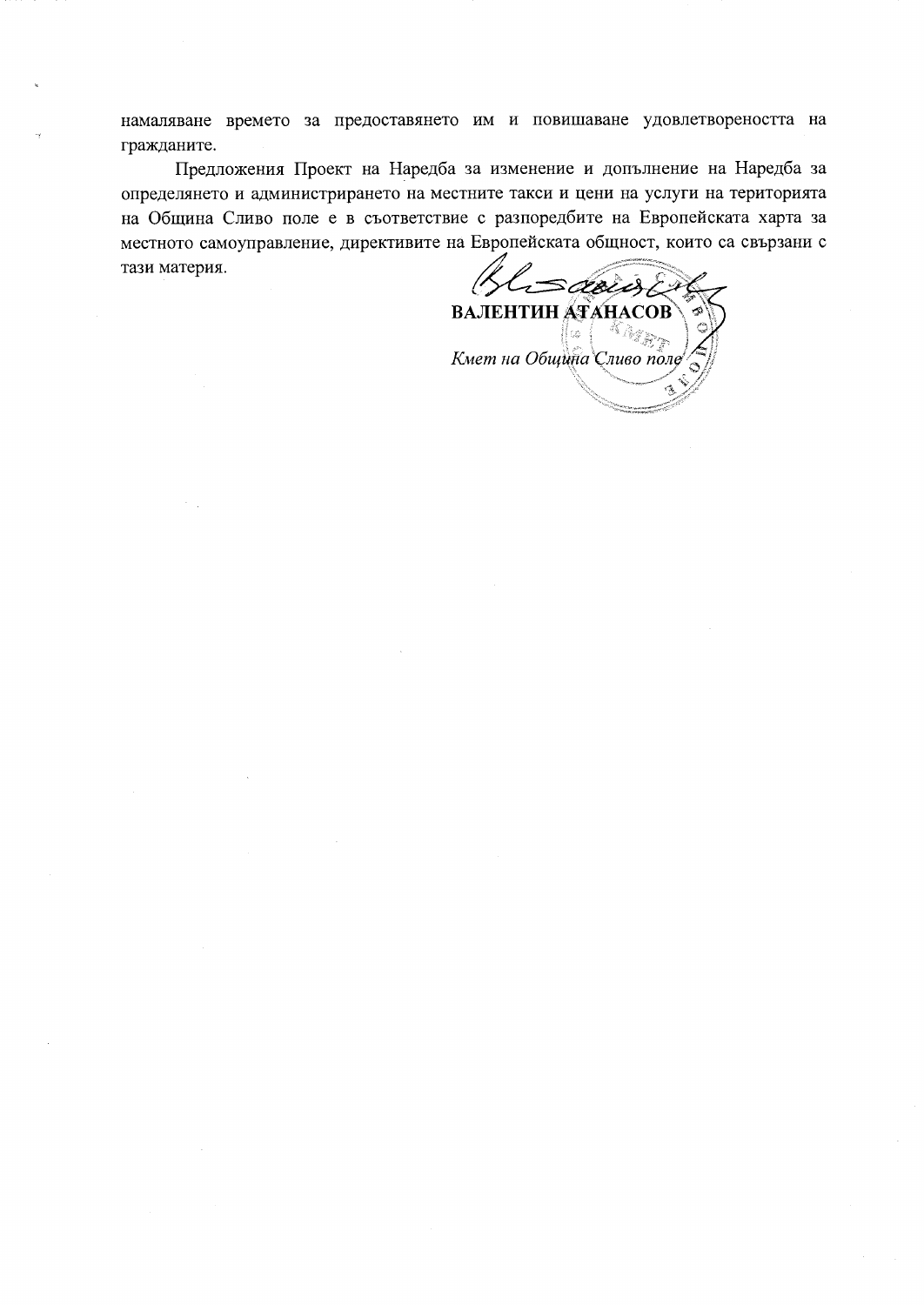намаляване времето за предоставянето им и повишаване удовлетвореността на гражданите.

Предложения Проект на Наредба за изменение и допълнение на Наредба за определянето и администрирането на местните такси и цени на услуги на територията на Община Сливо поле е в съответствие с разпоредбите на Европейската харта за местното самоуправление, директивите на Европейската общност, които са свързани с тази материя.

**ВАЛЕНТИН АТАНАСОВ**

*Кмет на Община Сливо поле*